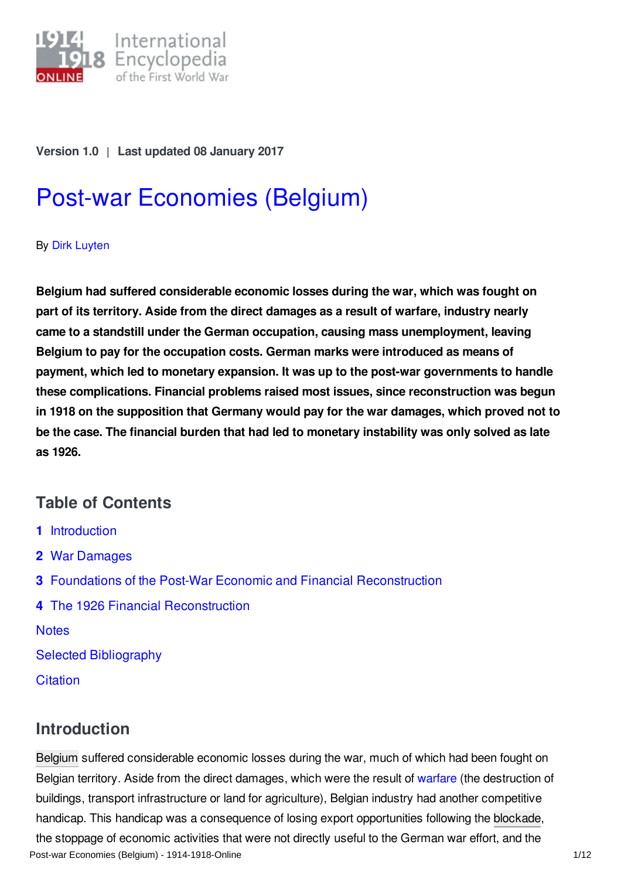1914-1918 ONLINE International Encyclopedia of the First World War

Version 1.0 | Last updated 08 January 2017

# Post-war Economies (Belgium)

By Dirk Luyten

**Belgium had suffered considerable economic losses during the war, which was fought on part of its territory. Aside from the direct damages as a result of warfare, industry nearly came to a standstill under the German occupation, causing mass unemployment, leaving Belgium to pay for the occupation costs. German marks were introduced as means of payment, which led to monetary expansion. It was up to the post-war governments to handle these complications. Financial problems raised most issues, since reconstruction was begun in 1918 on the supposition that Germany would pay for the war damages, which proved not to be the case. The financial burden that had led to monetary instability was only solved as late as 1926.**

## Table of Contents

1 Introduction
2 War Damages
3 Foundations of the Post-War Economic and Financial Reconstruction
4 The 1926 Financial Reconstruction

Notes
Selected Bibliography
Citation

## Introduction

Belgium suffered considerable economic losses during the war, much of which had been fought on Belgian territory. Aside from the direct damages, which were the result of warfare (the destruction of buildings, transport infrastructure or land for agriculture), Belgian industry had another competitive handicap. This handicap was a consequence of losing export opportunities following the blockade, the stoppage of economic activities that were not directly useful to the German war effort, and the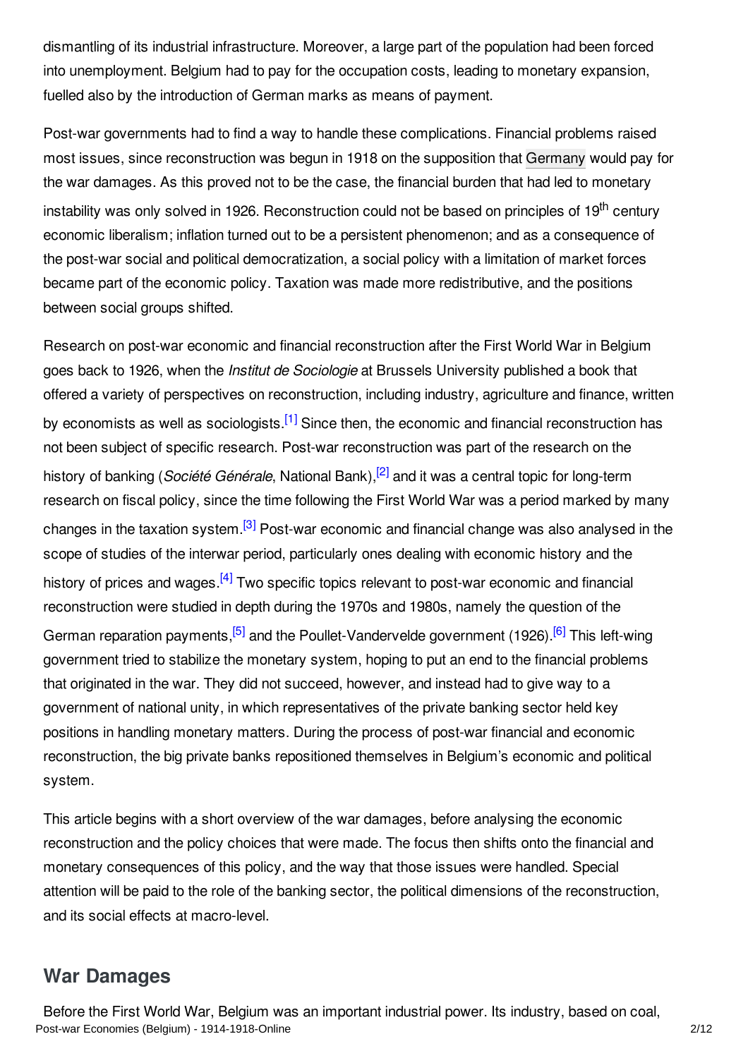dismantling of its industrial infrastructure. Moreover, a large part of the population had been forced into unemployment. Belgium had to pay for the occupation costs, leading to monetary expansion, fuelled also by the introduction of German marks as means of payment.

Post-war governments had to find a way to handle these complications. Financial problems raised most issues, since reconstruction was begun in 1918 on the supposition that Germany would pay for the war damages. As this proved not to be the case, the financial burden that had led to monetary instability was only solved in 1926. Reconstruction could not be based on principles of 19th century economic liberalism; inflation turned out to be a persistent phenomenon; and as a consequence of the post-war social and political democratization, a social policy with a limitation of market forces became part of the economic policy. Taxation was made more redistributive, and the positions between social groups shifted.

Research on post-war economic and financial reconstruction after the First World War in Belgium goes back to 1926, when the *Institut de Sociologie* at Brussels University published a book that offered a variety of perspectives on reconstruction, including industry, agriculture and finance, written by economists as well as sociologists.[1] Since then, the economic and financial reconstruction has not been subject of specific research. Post-war reconstruction was part of the research on the history of banking (*Société Générale*, National Bank),[2] and it was a central topic for long-term research on fiscal policy, since the time following the First World War was a period marked by many changes in the taxation system.[3] Post-war economic and financial change was also analysed in the scope of studies of the interwar period, particularly ones dealing with economic history and the history of prices and wages.[4] Two specific topics relevant to post-war economic and financial reconstruction were studied in depth during the 1970s and 1980s, namely the question of the German reparation payments,[5] and the Poullet-Vandervelde government (1926).[6] This left-wing government tried to stabilize the monetary system, hoping to put an end to the financial problems that originated in the war. They did not succeed, however, and instead had to give way to a government of national unity, in which representatives of the private banking sector held key positions in handling monetary matters. During the process of post-war financial and economic reconstruction, the big private banks repositioned themselves in Belgium's economic and political system.

This article begins with a short overview of the war damages, before analysing the economic reconstruction and the policy choices that were made. The focus then shifts onto the financial and monetary consequences of this policy, and the way that those issues were handled. Special attention will be paid to the role of the banking sector, the political dimensions of the reconstruction, and its social effects at macro-level.

## War Damages

Before the First World War, Belgium was an important industrial power. Its industry, based on coal,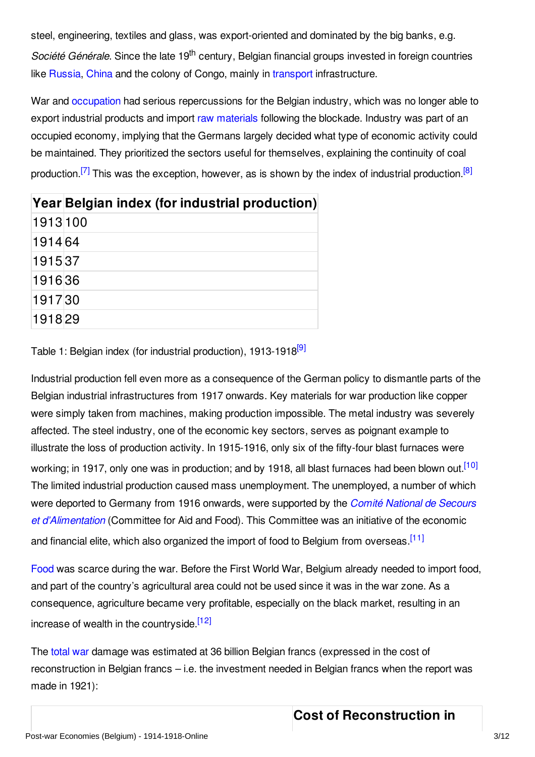steel, engineering, textiles and glass, was export-oriented and dominated by the big banks, e.g. *Société Générale*. Since the late 19th century, Belgian financial groups invested in foreign countries like Russia, China and the colony of Congo, mainly in transport infrastructure.

War and occupation had serious repercussions for the Belgian industry, which was no longer able to export industrial products and import raw materials following the blockade. Industry was part of an occupied economy, implying that the Germans largely decided what type of economic activity could be maintained. They prioritized the sectors useful for themselves, explaining the continuity of coal production.[7] This was the exception, however, as is shown by the index of industrial production.[8]

| Year | Belgian index (for industrial production) |
| --- | --- |
| 1913 | 100 |
| 1914 | 64 |
| 1915 | 37 |
| 1916 | 36 |
| 1917 | 30 |
| 1918 | 29 |

Table 1: Belgian index (for industrial production), 1913-1918[9]

Industrial production fell even more as a consequence of the German policy to dismantle parts of the Belgian industrial infrastructures from 1917 onwards. Key materials for war production like copper were simply taken from machines, making production impossible. The metal industry was severely affected. The steel industry, one of the economic key sectors, serves as poignant example to illustrate the loss of production activity. In 1915-1916, only six of the fifty-four blast furnaces were working; in 1917, only one was in production; and by 1918, all blast furnaces had been blown out.[10] The limited industrial production caused mass unemployment. The unemployed, a number of which were deported to Germany from 1916 onwards, were supported by the *Comité National de Secours et d'Alimentation* (Committee for Aid and Food). This Committee was an initiative of the economic and financial elite, which also organized the import of food to Belgium from overseas.[11]

Food was scarce during the war. Before the First World War, Belgium already needed to import food, and part of the country's agricultural area could not be used since it was in the war zone. As a consequence, agriculture became very profitable, especially on the black market, resulting in an increase of wealth in the countryside.[12]

The total war damage was estimated at 36 billion Belgian francs (expressed in the cost of reconstruction in Belgian francs – i.e. the investment needed in Belgian francs when the report was made in 1921):

| | Cost of Reconstruction in |
| --- | --- |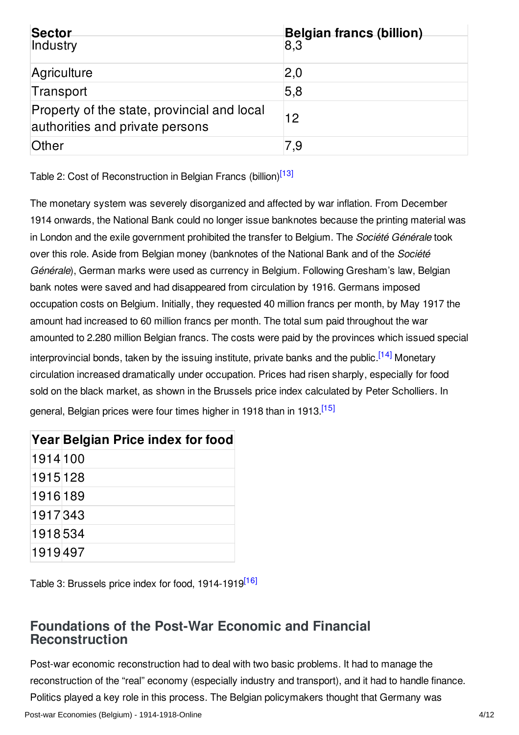| Sector | Belgian francs (billion) |
|---|---|
| Industry | 8,3 |
| Agriculture | 2,0 |
| Transport | 5,8 |
| Property of the state, provincial and local authorities and private persons | 12 |
| Other | 7,9 |

Table 2: Cost of Reconstruction in Belgian Francs (billion)[13]

The monetary system was severely disorganized and affected by war inflation. From December 1914 onwards, the National Bank could no longer issue banknotes because the printing material was in London and the exile government prohibited the transfer to Belgium. The *Société Générale* took over this role. Aside from Belgian money (banknotes of the National Bank and of the *Société Générale*), German marks were used as currency in Belgium. Following Gresham's law, Belgian bank notes were saved and had disappeared from circulation by 1916. Germans imposed occupation costs on Belgium. Initially, they requested 40 million francs per month, by May 1917 the amount had increased to 60 million francs per month. The total sum paid throughout the war amounted to 2.280 million Belgian francs. The costs were paid by the provinces which issued special interprovincial bonds, taken by the issuing institute, private banks and the public.[14] Monetary circulation increased dramatically under occupation. Prices had risen sharply, especially for food sold on the black market, as shown in the Brussels price index calculated by Peter Scholliers. In general, Belgian prices were four times higher in 1918 than in 1913.[15]

| Year | Belgian Price index for food |
|---|---|
| 1914 | 100 |
| 1915 | 128 |
| 1916 | 189 |
| 1917 | 343 |
| 1918 | 534 |
| 1919 | 497 |

Table 3: Brussels price index for food, 1914-1919[16]

## Foundations of the Post-War Economic and Financial Reconstruction

Post-war economic reconstruction had to deal with two basic problems. It had to manage the reconstruction of the "real" economy (especially industry and transport), and it had to handle finance. Politics played a key role in this process. The Belgian policymakers thought that Germany was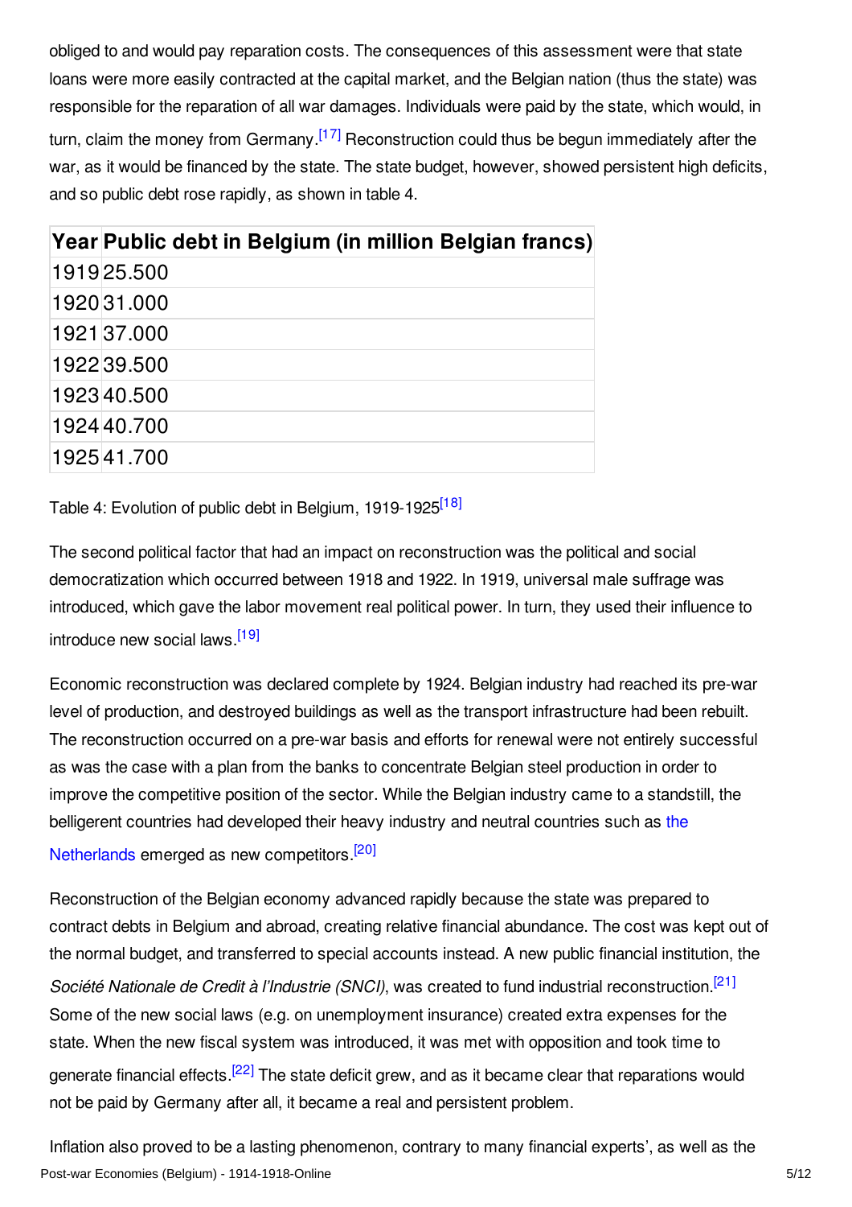obliged to and would pay reparation costs. The consequences of this assessment were that state loans were more easily contracted at the capital market, and the Belgian nation (thus the state) was responsible for the reparation of all war damages. Individuals were paid by the state, which would, in turn, claim the money from Germany.[17] Reconstruction could thus be begun immediately after the war, as it would be financed by the state. The state budget, however, showed persistent high deficits, and so public debt rose rapidly, as shown in table 4.

| Year | Public debt in Belgium (in million Belgian francs) |
|---|---|
| 1919 | 25.500 |
| 1920 | 31.000 |
| 1921 | 37.000 |
| 1922 | 39.500 |
| 1923 | 40.500 |
| 1924 | 40.700 |
| 1925 | 41.700 |

Table 4: Evolution of public debt in Belgium, 1919-1925[18]

The second political factor that had an impact on reconstruction was the political and social democratization which occurred between 1918 and 1922. In 1919, universal male suffrage was introduced, which gave the labor movement real political power. In turn, they used their influence to introduce new social laws.[19]

Economic reconstruction was declared complete by 1924. Belgian industry had reached its pre-war level of production, and destroyed buildings as well as the transport infrastructure had been rebuilt. The reconstruction occurred on a pre-war basis and efforts for renewal were not entirely successful as was the case with a plan from the banks to concentrate Belgian steel production in order to improve the competitive position of the sector. While the Belgian industry came to a standstill, the belligerent countries had developed their heavy industry and neutral countries such as the Netherlands emerged as new competitors.[20]

Reconstruction of the Belgian economy advanced rapidly because the state was prepared to contract debts in Belgium and abroad, creating relative financial abundance. The cost was kept out of the normal budget, and transferred to special accounts instead. A new public financial institution, the *Société Nationale de Credit à l'Industrie (SNCI)*, was created to fund industrial reconstruction.[21] Some of the new social laws (e.g. on unemployment insurance) created extra expenses for the state. When the new fiscal system was introduced, it was met with opposition and took time to generate financial effects.[22] The state deficit grew, and as it became clear that reparations would not be paid by Germany after all, it became a real and persistent problem.

Inflation also proved to be a lasting phenomenon, contrary to many financial experts', as well as the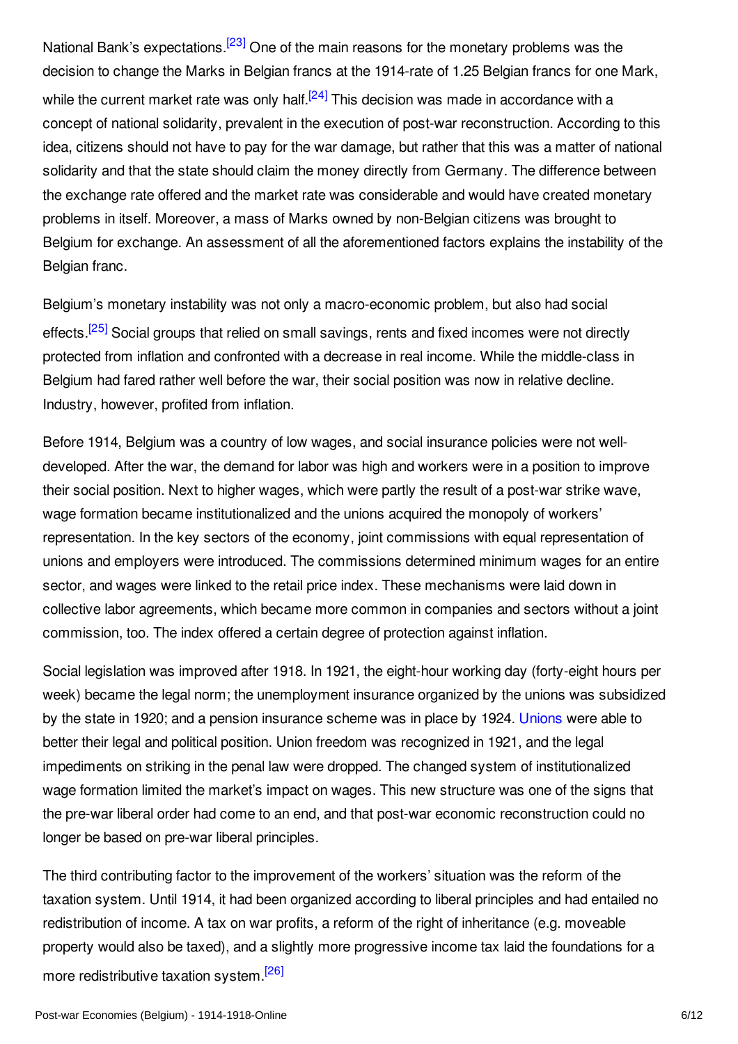National Bank's expectations.[23] One of the main reasons for the monetary problems was the decision to change the Marks in Belgian francs at the 1914-rate of 1.25 Belgian francs for one Mark, while the current market rate was only half.[24] This decision was made in accordance with a concept of national solidarity, prevalent in the execution of post-war reconstruction. According to this idea, citizens should not have to pay for the war damage, but rather that this was a matter of national solidarity and that the state should claim the money directly from Germany. The difference between the exchange rate offered and the market rate was considerable and would have created monetary problems in itself. Moreover, a mass of Marks owned by non-Belgian citizens was brought to Belgium for exchange. An assessment of all the aforementioned factors explains the instability of the Belgian franc.

Belgium's monetary instability was not only a macro-economic problem, but also had social effects.[25] Social groups that relied on small savings, rents and fixed incomes were not directly protected from inflation and confronted with a decrease in real income. While the middle-class in Belgium had fared rather well before the war, their social position was now in relative decline. Industry, however, profited from inflation.

Before 1914, Belgium was a country of low wages, and social insurance policies were not well-developed. After the war, the demand for labor was high and workers were in a position to improve their social position. Next to higher wages, which were partly the result of a post-war strike wave, wage formation became institutionalized and the unions acquired the monopoly of workers' representation. In the key sectors of the economy, joint commissions with equal representation of unions and employers were introduced. The commissions determined minimum wages for an entire sector, and wages were linked to the retail price index. These mechanisms were laid down in collective labor agreements, which became more common in companies and sectors without a joint commission, too. The index offered a certain degree of protection against inflation.

Social legislation was improved after 1918. In 1921, the eight-hour working day (forty-eight hours per week) became the legal norm; the unemployment insurance organized by the unions was subsidized by the state in 1920; and a pension insurance scheme was in place by 1924. Unions were able to better their legal and political position. Union freedom was recognized in 1921, and the legal impediments on striking in the penal law were dropped. The changed system of institutionalized wage formation limited the market's impact on wages. This new structure was one of the signs that the pre-war liberal order had come to an end, and that post-war economic reconstruction could no longer be based on pre-war liberal principles.

The third contributing factor to the improvement of the workers' situation was the reform of the taxation system. Until 1914, it had been organized according to liberal principles and had entailed no redistribution of income. A tax on war profits, a reform of the right of inheritance (e.g. moveable property would also be taxed), and a slightly more progressive income tax laid the foundations for a more redistributive taxation system.[26]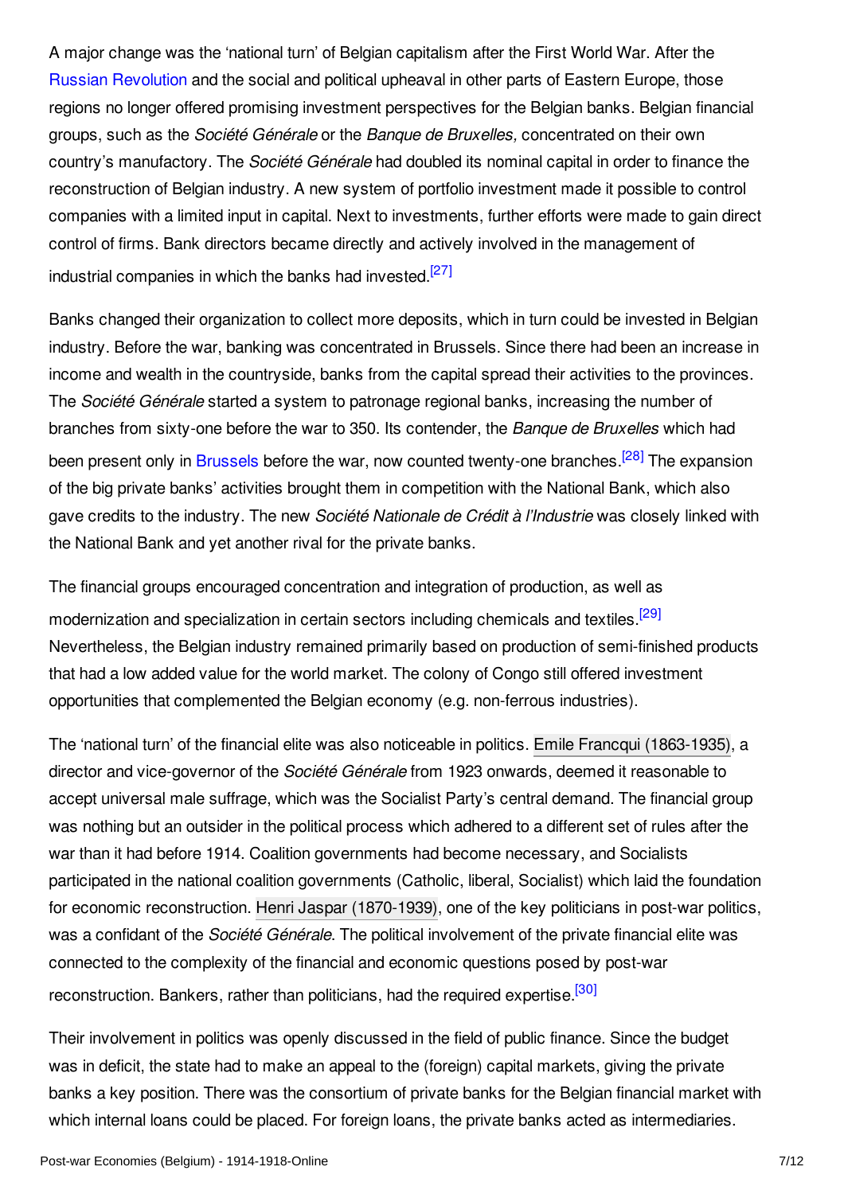A major change was the ‘national turn’ of Belgian capitalism after the First World War. After the Russian Revolution and the social and political upheaval in other parts of Eastern Europe, those regions no longer offered promising investment perspectives for the Belgian banks. Belgian financial groups, such as the *Société Générale* or the *Banque de Bruxelles,* concentrated on their own country’s manufactory. The *Société Générale* had doubled its nominal capital in order to finance the reconstruction of Belgian industry. A new system of portfolio investment made it possible to control companies with a limited input in capital. Next to investments, further efforts were made to gain direct control of firms. Bank directors became directly and actively involved in the management of industrial companies in which the banks had invested.[27]

Banks changed their organization to collect more deposits, which in turn could be invested in Belgian industry. Before the war, banking was concentrated in Brussels. Since there had been an increase in income and wealth in the countryside, banks from the capital spread their activities to the provinces. The *Société Générale* started a system to patronage regional banks, increasing the number of branches from sixty-one before the war to 350. Its contender, the *Banque de Bruxelles* which had been present only in Brussels before the war, now counted twenty-one branches.[28] The expansion of the big private banks’ activities brought them in competition with the National Bank, which also gave credits to the industry. The new *Société Nationale de Crédit à l’Industrie* was closely linked with the National Bank and yet another rival for the private banks.

The financial groups encouraged concentration and integration of production, as well as modernization and specialization in certain sectors including chemicals and textiles.[29] Nevertheless, the Belgian industry remained primarily based on production of semi-finished products that had a low added value for the world market. The colony of Congo still offered investment opportunities that complemented the Belgian economy (e.g. non-ferrous industries).

The ‘national turn’ of the financial elite was also noticeable in politics. Emile Francqui (1863-1935), a director and vice-governor of the *Société Générale* from 1923 onwards, deemed it reasonable to accept universal male suffrage, which was the Socialist Party’s central demand. The financial group was nothing but an outsider in the political process which adhered to a different set of rules after the war than it had before 1914. Coalition governments had become necessary, and Socialists participated in the national coalition governments (Catholic, liberal, Socialist) which laid the foundation for economic reconstruction. Henri Jaspar (1870-1939), one of the key politicians in post-war politics, was a confidant of the *Société Générale*. The political involvement of the private financial elite was connected to the complexity of the financial and economic questions posed by post-war reconstruction. Bankers, rather than politicians, had the required expertise.[30]

Their involvement in politics was openly discussed in the field of public finance. Since the budget was in deficit, the state had to make an appeal to the (foreign) capital markets, giving the private banks a key position. There was the consortium of private banks for the Belgian financial market with which internal loans could be placed. For foreign loans, the private banks acted as intermediaries.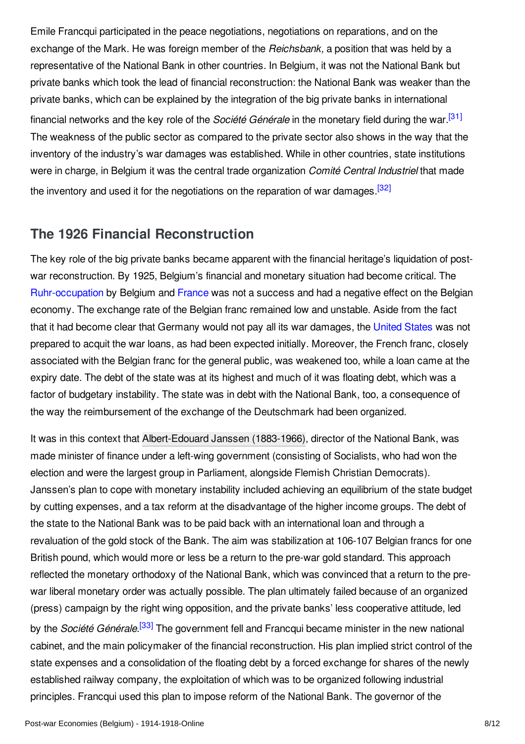Emile Francqui participated in the peace negotiations, negotiations on reparations, and on the exchange of the Mark. He was foreign member of the *Reichsbank,* a position that was held by a representative of the National Bank in other countries. In Belgium, it was not the National Bank but private banks which took the lead of financial reconstruction: the National Bank was weaker than the private banks, which can be explained by the integration of the big private banks in international financial networks and the key role of the *Société Générale* in the monetary field during the war.[31] The weakness of the public sector as compared to the private sector also shows in the way that the inventory of the industry's war damages was established. While in other countries, state institutions were in charge, in Belgium it was the central trade organization *Comité Central Industriel* that made the inventory and used it for the negotiations on the reparation of war damages.[32]

## The 1926 Financial Reconstruction

The key role of the big private banks became apparent with the financial heritage's liquidation of post-war reconstruction. By 1925, Belgium's financial and monetary situation had become critical. The Ruhr-occupation by Belgium and France was not a success and had a negative effect on the Belgian economy. The exchange rate of the Belgian franc remained low and unstable. Aside from the fact that it had become clear that Germany would not pay all its war damages, the United States was not prepared to acquit the war loans, as had been expected initially. Moreover, the French franc, closely associated with the Belgian franc for the general public, was weakened too, while a loan came at the expiry date. The debt of the state was at its highest and much of it was floating debt, which was a factor of budgetary instability. The state was in debt with the National Bank, too, a consequence of the way the reimbursement of the exchange of the Deutschmark had been organized.

It was in this context that Albert-Edouard Janssen (1883-1966), director of the National Bank, was made minister of finance under a left-wing government (consisting of Socialists, who had won the election and were the largest group in Parliament, alongside Flemish Christian Democrats). Janssen's plan to cope with monetary instability included achieving an equilibrium of the state budget by cutting expenses, and a tax reform at the disadvantage of the higher income groups. The debt of the state to the National Bank was to be paid back with an international loan and through a revaluation of the gold stock of the Bank. The aim was stabilization at 106-107 Belgian francs for one British pound, which would more or less be a return to the pre-war gold standard. This approach reflected the monetary orthodoxy of the National Bank, which was convinced that a return to the pre-war liberal monetary order was actually possible. The plan ultimately failed because of an organized (press) campaign by the right wing opposition, and the private banks' less cooperative attitude, led by the *Société Générale*.[33] The government fell and Francqui became minister in the new national cabinet, and the main policymaker of the financial reconstruction. His plan implied strict control of the state expenses and a consolidation of the floating debt by a forced exchange for shares of the newly established railway company, the exploitation of which was to be organized following industrial principles. Francqui used this plan to impose reform of the National Bank. The governor of the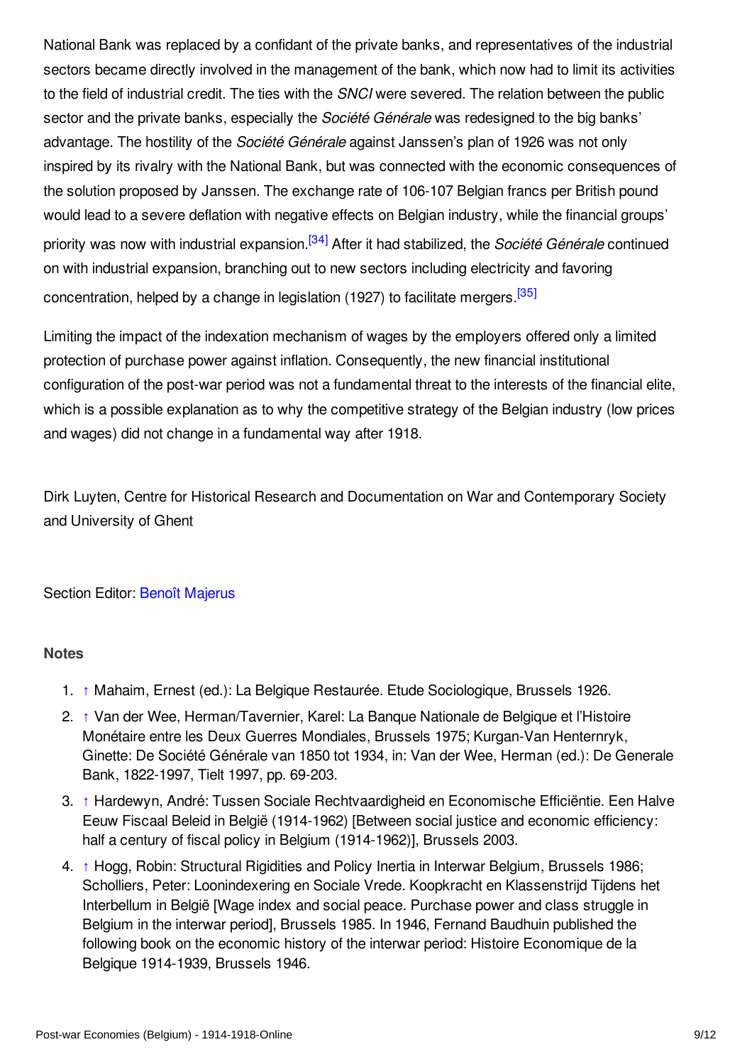National Bank was replaced by a confidant of the private banks, and representatives of the industrial sectors became directly involved in the management of the bank, which now had to limit its activities to the field of industrial credit. The ties with the *SNCI* were severed. The relation between the public sector and the private banks, especially the *Société Générale* was redesigned to the big banks' advantage. The hostility of the *Société Générale* against Janssen's plan of 1926 was not only inspired by its rivalry with the National Bank, but was connected with the economic consequences of the solution proposed by Janssen. The exchange rate of 106-107 Belgian francs per British pound would lead to a severe deflation with negative effects on Belgian industry, while the financial groups' priority was now with industrial expansion.[34] After it had stabilized, the *Société Générale* continued on with industrial expansion, branching out to new sectors including electricity and favoring concentration, helped by a change in legislation (1927) to facilitate mergers.[35]

Limiting the impact of the indexation mechanism of wages by the employers offered only a limited protection of purchase power against inflation. Consequently, the new financial institutional configuration of the post-war period was not a fundamental threat to the interests of the financial elite, which is a possible explanation as to why the competitive strategy of the Belgian industry (low prices and wages) did not change in a fundamental way after 1918.

Dirk Luyten, Centre for Historical Research and Documentation on War and Contemporary Society and University of Ghent

Section Editor: Benoît Majerus

### Notes

1. ↑ Mahaim, Ernest (ed.): La Belgique Restaurée. Etude Sociologique, Brussels 1926.
2. ↑ Van der Wee, Herman/Tavernier, Karel: La Banque Nationale de Belgique et l'Histoire Monétaire entre les Deux Guerres Mondiales, Brussels 1975; Kurgan-Van Henternryk, Ginette: De Société Générale van 1850 tot 1934, in: Van der Wee, Herman (ed.): De Generale Bank, 1822-1997, Tielt 1997, pp. 69-203.
3. ↑ Hardewyn, André: Tussen Sociale Rechtvaardigheid en Economische Efficiëntie. Een Halve Eeuw Fiscaal Beleid in België (1914-1962) [Between social justice and economic efficiency: half a century of fiscal policy in Belgium (1914-1962)], Brussels 2003.
4. ↑ Hogg, Robin: Structural Rigidities and Policy Inertia in Interwar Belgium, Brussels 1986; Scholliers, Peter: Loonindexering en Sociale Vrede. Koopkracht en Klassenstrijd Tijdens het Interbellum in België [Wage index and social peace. Purchase power and class struggle in Belgium in the interwar period], Brussels 1985. In 1946, Fernand Baudhuin published the following book on the economic history of the interwar period: Histoire Economique de la Belgique 1914-1939, Brussels 1946.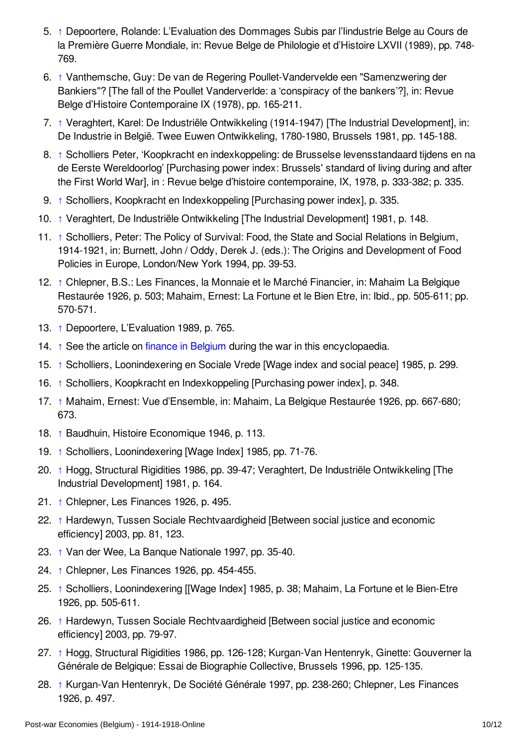5. ↑ Depoortere, Rolande: L'Evaluation des Dommages Subis par l'Iindustrie Belge au Cours de la Première Guerre Mondiale, in: Revue Belge de Philologie et d'Histoire LXVII (1989), pp. 748-769.
6. ↑ Vanthemsche, Guy: De van de Regering Poullet-Vandervelde een "Samenzwering der Bankiers"? [The fall of the Poullet Vanderverlde: a 'conspiracy of the bankers'?], in: Revue Belge d'Histoire Contemporaine IX (1978), pp. 165-211.
7. ↑ Veraghtert, Karel: De Industriële Ontwikkeling (1914-1947) [The Industrial Development], in: De Industrie in België. Twee Euwen Ontwikkeling, 1780-1980, Brussels 1981, pp. 145-188.
8. ↑ Scholliers Peter, 'Koopkracht en indexkoppeling: de Brusselse levensstandaard tijdens en na de Eerste Wereldoorlog' [Purchasing power index: Brussels' standard of living during and after the First World War], in : Revue belge d'histoire contemporaine, IX, 1978, p. 333-382; p. 335.
9. ↑ Scholliers, Koopkracht en Indexkoppeling [Purchasing power index], p. 335.
10. ↑ Veraghtert, De Industriële Ontwikkeling [The Industrial Development] 1981, p. 148.
11. ↑ Scholliers, Peter: The Policy of Survival: Food, the State and Social Relations in Belgium, 1914-1921, in: Burnett, John / Oddy, Derek J. (eds.): The Origins and Development of Food Policies in Europe, London/New York 1994, pp. 39-53.
12. ↑ Chlepner, B.S.: Les Finances, la Monnaie et le Marché Financier, in: Mahaim La Belgique Restaurée 1926, p. 503; Mahaim, Ernest: La Fortune et le Bien Etre, in: Ibid., pp. 505-611; pp. 570-571.
13. ↑ Depoortere, L'Evaluation 1989, p. 765.
14. ↑ See the article on finance in Belgium during the war in this encyclopaedia.
15. ↑ Scholliers, Loonindexering en Sociale Vrede [Wage index and social peace] 1985, p. 299.
16. ↑ Scholliers, Koopkracht en Indexkoppeling [Purchasing power index], p. 348.
17. ↑ Mahaim, Ernest: Vue d'Ensemble, in: Mahaim, La Belgique Restaurée 1926, pp. 667-680; 673.
18. ↑ Baudhuin, Histoire Economique 1946, p. 113.
19. ↑ Scholliers, Loonindexering [Wage Index] 1985, pp. 71-76.
20. ↑ Hogg, Structural Rigidities 1986, pp. 39-47; Veraghtert, De Industriële Ontwikkeling [The Industrial Development] 1981, p. 164.
21. ↑ Chlepner, Les Finances 1926, p. 495.
22. ↑ Hardewyn, Tussen Sociale Rechtvaardigheid [Between social justice and economic efficiency] 2003, pp. 81, 123.
23. ↑ Van der Wee, La Banque Nationale 1997, pp. 35-40.
24. ↑ Chlepner, Les Finances 1926, pp. 454-455.
25. ↑ Scholliers, Loonindexering [[Wage Index] 1985, p. 38; Mahaim, La Fortune et le Bien-Etre 1926, pp. 505-611.
26. ↑ Hardewyn, Tussen Sociale Rechtvaardigheid [Between social justice and economic efficiency] 2003, pp. 79-97.
27. ↑ Hogg, Structural Rigidities 1986, pp. 126-128; Kurgan-Van Hentenryk, Ginette: Gouverner la Générale de Belgique: Essai de Biographie Collective, Brussels 1996, pp. 125-135.
28. ↑ Kurgan-Van Hentenryk, De Société Générale 1997, pp. 238-260; Chlepner, Les Finances 1926, p. 497.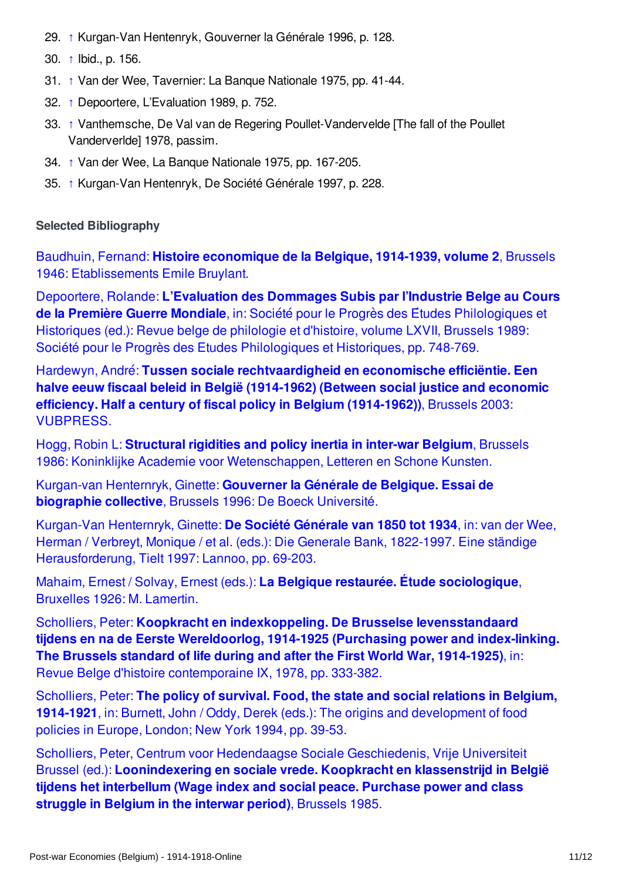29. ↑ Kurgan-Van Hentenryk, Gouverner la Générale 1996, p. 128.
30. ↑ Ibid., p. 156.
31. ↑ Van der Wee, Tavernier: La Banque Nationale 1975, pp. 41-44.
32. ↑ Depoortere, L'Evaluation 1989, p. 752.
33. ↑ Vanthemsche, De Val van de Regering Poullet-Vandervelde [The fall of the Poullet Vanderverlde] 1978, passim.
34. ↑ Van der Wee, La Banque Nationale 1975, pp. 167-205.
35. ↑ Kurgan-Van Hentenryk, De Société Générale 1997, p. 228.

### Selected Bibliography

Baudhuin, Fernand: **Histoire economique de la Belgique, 1914-1939, volume 2**, Brussels 1946: Etablissements Emile Bruylant.

Depoortere, Rolande: **L'Evaluation des Dommages Subis par l'Industrie Belge au Cours de la Première Guerre Mondiale**, in: Société pour le Progrès des Études Philologiques et Historiques (ed.): Revue belge de philologie et d'histoire, volume LXVII, Brussels 1989: Société pour le Progrès des Etudes Philologiques et Historiques, pp. 748-769.

Hardewyn, André: **Tussen sociale rechtvaardigheid en economische efficiëntie. Een halve eeuw fiscaal beleid in België (1914-1962) (Between social justice and economic efficiency. Half a century of fiscal policy in Belgium (1914-1962))**, Brussels 2003: VUBPRESS.

Hogg, Robin L: **Structural rigidities and policy inertia in inter-war Belgium**, Brussels 1986: Koninklijke Academie voor Wetenschappen, Letteren en Schone Kunsten.

Kurgan-van Henternryk, Ginette: **Gouverner la Générale de Belgique. Essai de biographie collective**, Brussels 1996: De Boeck Université.

Kurgan-Van Henternryk, Ginette: **De Société Générale van 1850 tot 1934**, in: van der Wee, Herman / Verbreyt, Monique / et al. (eds.): Die Generale Bank, 1822-1997. Eine ständige Herausforderung, Tielt 1997: Lannoo, pp. 69-203.

Mahaim, Ernest / Solvay, Ernest (eds.): **La Belgique restaurée. Étude sociologique**, Bruxelles 1926: M. Lamertin.

Scholliers, Peter: **Koopkracht en indexkoppeling. De Brusselse levensstandaard tijdens en na de Eerste Wereldoorlog, 1914-1925 (Purchasing power and index-linking. The Brussels standard of life during and after the First World War, 1914-1925)**, in: Revue Belge d'histoire contemporaine IX, 1978, pp. 333-382.

Scholliers, Peter: **The policy of survival. Food, the state and social relations in Belgium, 1914-1921**, in: Burnett, John / Oddy, Derek (eds.): The origins and development of food policies in Europe, London; New York 1994, pp. 39-53.

Scholliers, Peter, Centrum voor Hedendaagse Sociale Geschiedenis, Vrije Universiteit Brussel (ed.): **Loonindexering en sociale vrede. Koopkracht en klassenstrijd in België tijdens het interbellum (Wage index and social peace. Purchase power and class struggle in Belgium in the interwar period)**, Brussels 1985.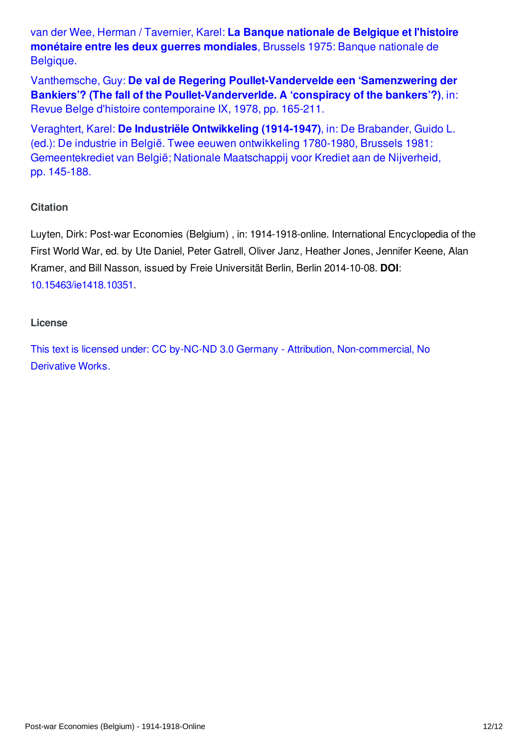van der Wee, Herman / Tavernier, Karel: **La Banque nationale de Belgique et l'histoire monétaire entre les deux guerres mondiales**, Brussels 1975: Banque nationale de Belgique.

Vanthemsche, Guy: **De val de Regering Poullet-Vandervelde een 'Samenzwering der Bankiers'? (The fall of the Poullet-Vanderverlde. A 'conspiracy of the bankers'?)**, in: Revue Belge d'histoire contemporaine IX, 1978, pp. 165-211.

Veraghtert, Karel: **De Industriële Ontwikkeling (1914-1947)**, in: De Brabander, Guido L. (ed.): De industrie in België. Twee eeuwen ontwikkeling 1780-1980, Brussels 1981: Gemeentekrediet van België; Nationale Maatschappij voor Krediet aan de Nijverheid, pp. 145-188.

### Citation

Luyten, Dirk: Post-war Economies (Belgium) , in: 1914-1918-online. International Encyclopedia of the First World War, ed. by Ute Daniel, Peter Gatrell, Oliver Janz, Heather Jones, Jennifer Keene, Alan Kramer, and Bill Nasson, issued by Freie Universität Berlin, Berlin 2014-10-08. **DOI**: 10.15463/ie1418.10351.

### License

This text is licensed under: CC by-NC-ND 3.0 Germany - Attribution, Non-commercial, No Derivative Works.